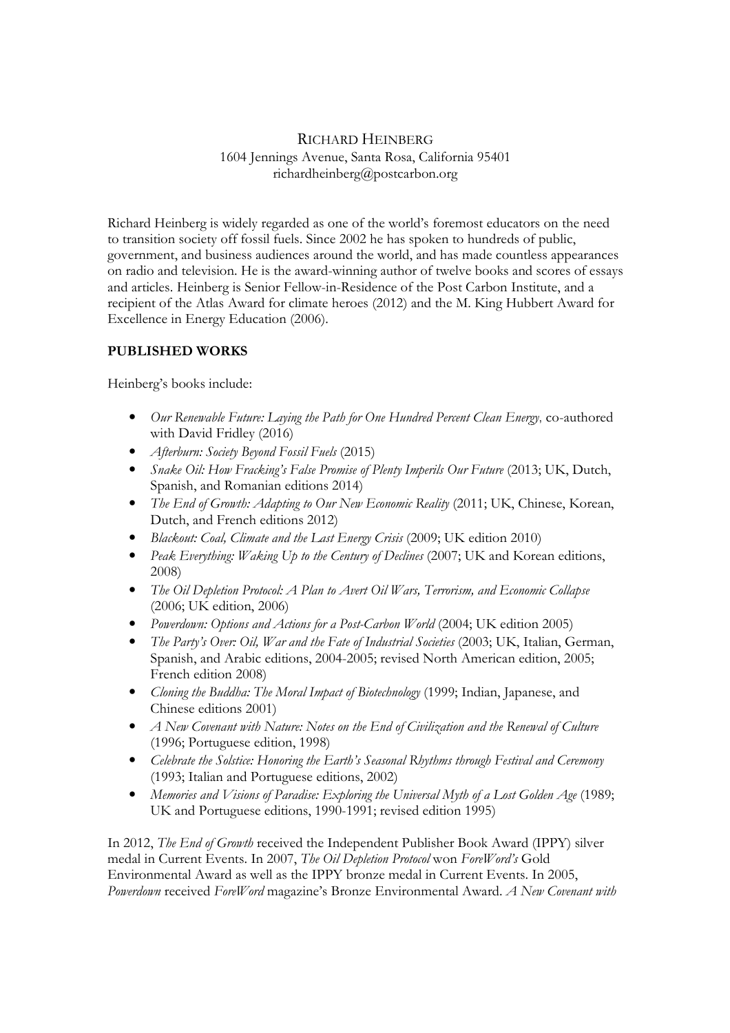RICHARD HEINBERG
1604 Jennings Avenue, Santa Rosa, California 95401
richardheinberg@postcarbon.org

Richard Heinberg is widely regarded as one of the world's foremost educators on the need to transition society off fossil fuels. Since 2002 he has spoken to hundreds of public, government, and business audiences around the world, and has made countless appearances on radio and television. He is the award-winning author of twelve books and scores of essays and articles. Heinberg is Senior Fellow-in-Residence of the Post Carbon Institute, and a recipient of the Atlas Award for climate heroes (2012) and the M. King Hubbert Award for Excellence in Energy Education (2006).

**PUBLISHED WORKS**

Heinberg's books include:

- *Our Renewable Future: Laying the Path for One Hundred Percent Clean Energy,* co-authored with David Fridley (2016)
- *Afterburn: Society Beyond Fossil Fuels* (2015)
- *Snake Oil: How Fracking's False Promise of Plenty Imperils Our Future* (2013; UK, Dutch, Spanish, and Romanian editions 2014)
- *The End of Growth: Adapting to Our New Economic Reality* (2011; UK, Chinese, Korean, Dutch, and French editions 2012)
- *Blackout: Coal, Climate and the Last Energy Crisis* (2009; UK edition 2010)
- *Peak Everything: Waking Up to the Century of Declines* (2007; UK and Korean editions, 2008)
- *The Oil Depletion Protocol: A Plan to Avert Oil Wars, Terrorism, and Economic Collapse* (2006; UK edition, 2006)
- *Powerdown: Options and Actions for a Post-Carbon World* (2004; UK edition 2005)
- *The Party's Over: Oil, War and the Fate of Industrial Societies* (2003; UK, Italian, German, Spanish, and Arabic editions, 2004-2005; revised North American edition, 2005; French edition 2008)
- *Cloning the Buddha: The Moral Impact of Biotechnology* (1999; Indian, Japanese, and Chinese editions 2001)
- *A New Covenant with Nature: Notes on the End of Civilization and the Renewal of Culture* (1996; Portuguese edition, 1998)
- *Celebrate the Solstice: Honoring the Earth's Seasonal Rhythms through Festival and Ceremony* (1993; Italian and Portuguese editions, 2002)
- *Memories and Visions of Paradise: Exploring the Universal Myth of a Lost Golden Age* (1989; UK and Portuguese editions, 1990-1991; revised edition 1995)

In 2012, *The End of Growth* received the Independent Publisher Book Award (IPPY) silver medal in Current Events. In 2007, *The Oil Depletion Protocol* won *ForeWord's* Gold Environmental Award as well as the IPPY bronze medal in Current Events. In 2005, *Powerdown* received *ForeWord* magazine's Bronze Environmental Award. *A New Covenant with*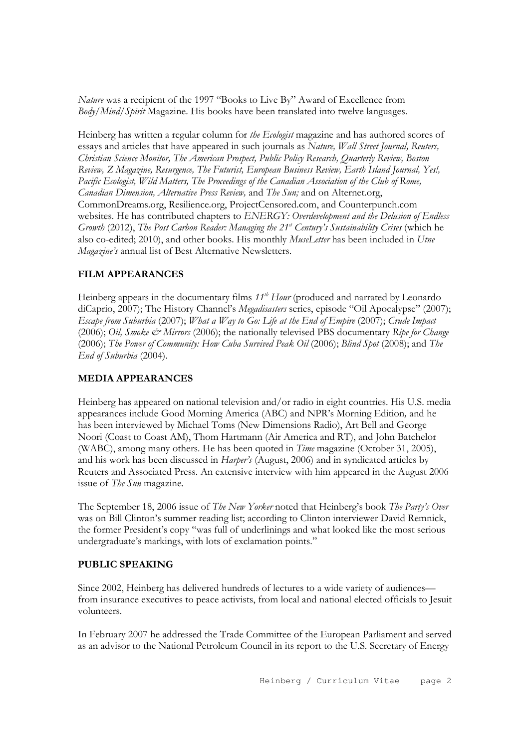*Nature* was a recipient of the 1997 "Books to Live By" Award of Excellence from *Body/Mind/Spirit* Magazine. His books have been translated into twelve languages.

Heinberg has written a regular column for *the Ecologist* magazine and has authored scores of essays and articles that have appeared in such journals as *Nature, Wall Street Journal, Reuters, Christian Science Monitor, The American Prospect, Public Policy Research, Quarterly Review, Boston Review, Z Magazine, Resurgence, The Futurist, European Business Review, Earth Island Journal, Yes!, Pacific Ecologist, Wild Matters, The Proceedings of the Canadian Association of the Club of Rome, Canadian Dimension, Alternative Press Review,* and *The Sun;* and on Alternet.org, CommonDreams.org, Resilience.org, ProjectCensored.com, and Counterpunch.com websites. He has contributed chapters to *ENERGY: Overdevelopment and the Delusion of Endless Growth* (2012), *The Post Carbon Reader: Managing the 21st Century's Sustainability Crises* (which he also co-edited; 2010), and other books. His monthly *MuseLetter* has been included in *Utne Magazine's* annual list of Best Alternative Newsletters.

**FILM APPEARANCES**

Heinberg appears in the documentary films *11th Hour* (produced and narrated by Leonardo diCaprio, 2007); The History Channel's *Megadisasters* series, episode "Oil Apocalypse" (2007); *Escape from Suburbia* (2007); *What a Way to Go: Life at the End of Empire* (2007); *Crude Impact* (2006); *Oil, Smoke & Mirrors* (2006); the nationally televised PBS documentary *Ripe for Change* (2006); *The Power of Community: How Cuba Survived Peak Oil* (2006); *Blind Spot* (2008); and *The End of Suburbia* (2004).

**MEDIA APPEARANCES**

Heinberg has appeared on national television and/or radio in eight countries. His U.S. media appearances include Good Morning America (ABC) and NPR's Morning Edition, and he has been interviewed by Michael Toms (New Dimensions Radio), Art Bell and George Noori (Coast to Coast AM), Thom Hartmann (Air America and RT), and John Batchelor (WABC), among many others. He has been quoted in *Time* magazine (October 31, 2005), and his work has been discussed in *Harper's* (August, 2006) and in syndicated articles by Reuters and Associated Press. An extensive interview with him appeared in the August 2006 issue of *The Sun* magazine.

The September 18, 2006 issue of *The New Yorker* noted that Heinberg's book *The Party's Over* was on Bill Clinton's summer reading list; according to Clinton interviewer David Remnick, the former President's copy "was full of underlinings and what looked like the most serious undergraduate's markings, with lots of exclamation points."

**PUBLIC SPEAKING**

Since 2002, Heinberg has delivered hundreds of lectures to a wide variety of audiences—from insurance executives to peace activists, from local and national elected officials to Jesuit volunteers.

In February 2007 he addressed the Trade Committee of the European Parliament and served as an advisor to the National Petroleum Council in its report to the U.S. Secretary of Energy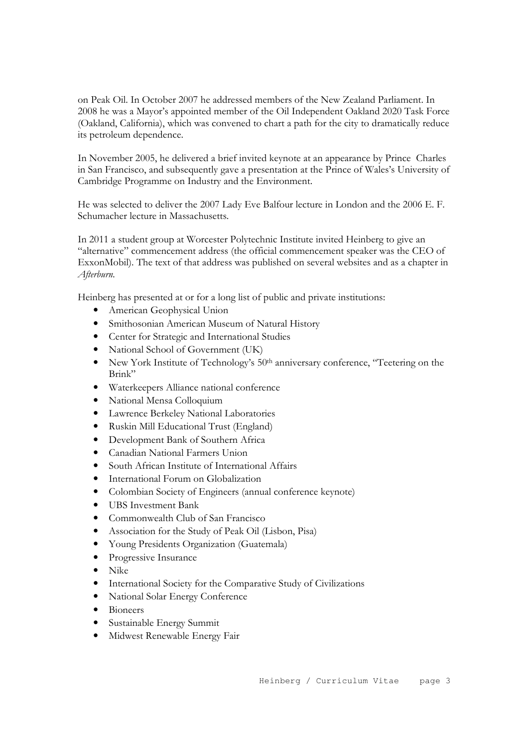on Peak Oil. In October 2007 he addressed members of the New Zealand Parliament. In 2008 he was a Mayor's appointed member of the Oil Independent Oakland 2020 Task Force (Oakland, California), which was convened to chart a path for the city to dramatically reduce its petroleum dependence.

In November 2005, he delivered a brief invited keynote at an appearance by Prince Charles in San Francisco, and subsequently gave a presentation at the Prince of Wales's University of Cambridge Programme on Industry and the Environment.

He was selected to deliver the 2007 Lady Eve Balfour lecture in London and the 2006 E. F. Schumacher lecture in Massachusetts.

In 2011 a student group at Worcester Polytechnic Institute invited Heinberg to give an "alternative" commencement address (the official commencement speaker was the CEO of ExxonMobil). The text of that address was published on several websites and as a chapter in *Afterburn*.

Heinberg has presented at or for a long list of public and private institutions:

- American Geophysical Union
- Smithosonian American Museum of Natural History
- Center for Strategic and International Studies
- National School of Government (UK)
- New York Institute of Technology's 50th anniversary conference, "Teetering on the Brink"
- Waterkeepers Alliance national conference
- National Mensa Colloquium
- Lawrence Berkeley National Laboratories
- Ruskin Mill Educational Trust (England)
- Development Bank of Southern Africa
- Canadian National Farmers Union
- South African Institute of International Affairs
- International Forum on Globalization
- Colombian Society of Engineers (annual conference keynote)
- UBS Investment Bank
- Commonwealth Club of San Francisco
- Association for the Study of Peak Oil (Lisbon, Pisa)
- Young Presidents Organization (Guatemala)
- Progressive Insurance
- Nike
- International Society for the Comparative Study of Civilizations
- National Solar Energy Conference
- Bioneers
- Sustainable Energy Summit
- Midwest Renewable Energy Fair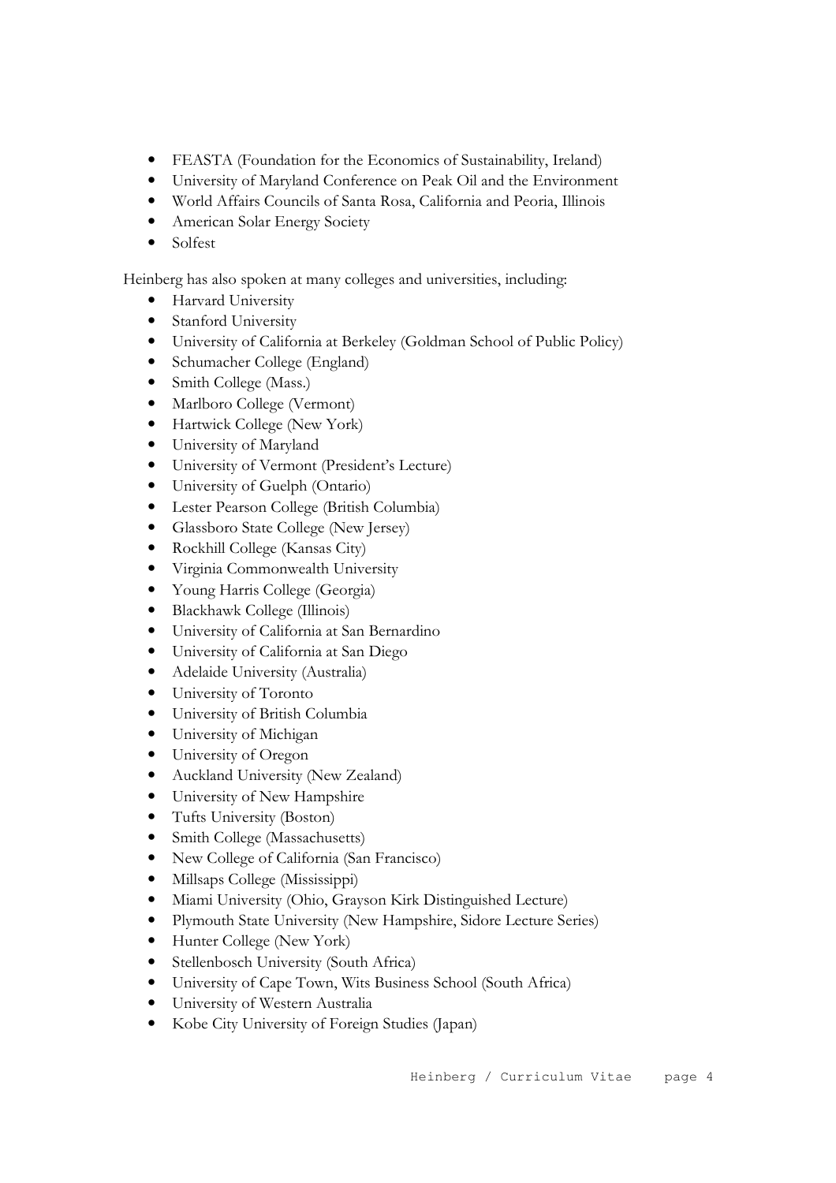- FEASTA (Foundation for the Economics of Sustainability, Ireland)
- University of Maryland Conference on Peak Oil and the Environment
- World Affairs Councils of Santa Rosa, California and Peoria, Illinois
- American Solar Energy Society
- Solfest

Heinberg has also spoken at many colleges and universities, including:

- Harvard University
- Stanford University
- University of California at Berkeley (Goldman School of Public Policy)
- Schumacher College (England)
- Smith College (Mass.)
- Marlboro College (Vermont)
- Hartwick College (New York)
- University of Maryland
- University of Vermont (President's Lecture)
- University of Guelph (Ontario)
- Lester Pearson College (British Columbia)
- Glassboro State College (New Jersey)
- Rockhill College (Kansas City)
- Virginia Commonwealth University
- Young Harris College (Georgia)
- Blackhawk College (Illinois)
- University of California at San Bernardino
- University of California at San Diego
- Adelaide University (Australia)
- University of Toronto
- University of British Columbia
- University of Michigan
- University of Oregon
- Auckland University (New Zealand)
- University of New Hampshire
- Tufts University (Boston)
- Smith College (Massachusetts)
- New College of California (San Francisco)
- Millsaps College (Mississippi)
- Miami University (Ohio, Grayson Kirk Distinguished Lecture)
- Plymouth State University (New Hampshire, Sidore Lecture Series)
- Hunter College (New York)
- Stellenbosch University (South Africa)
- University of Cape Town, Wits Business School (South Africa)
- University of Western Australia
- Kobe City University of Foreign Studies (Japan)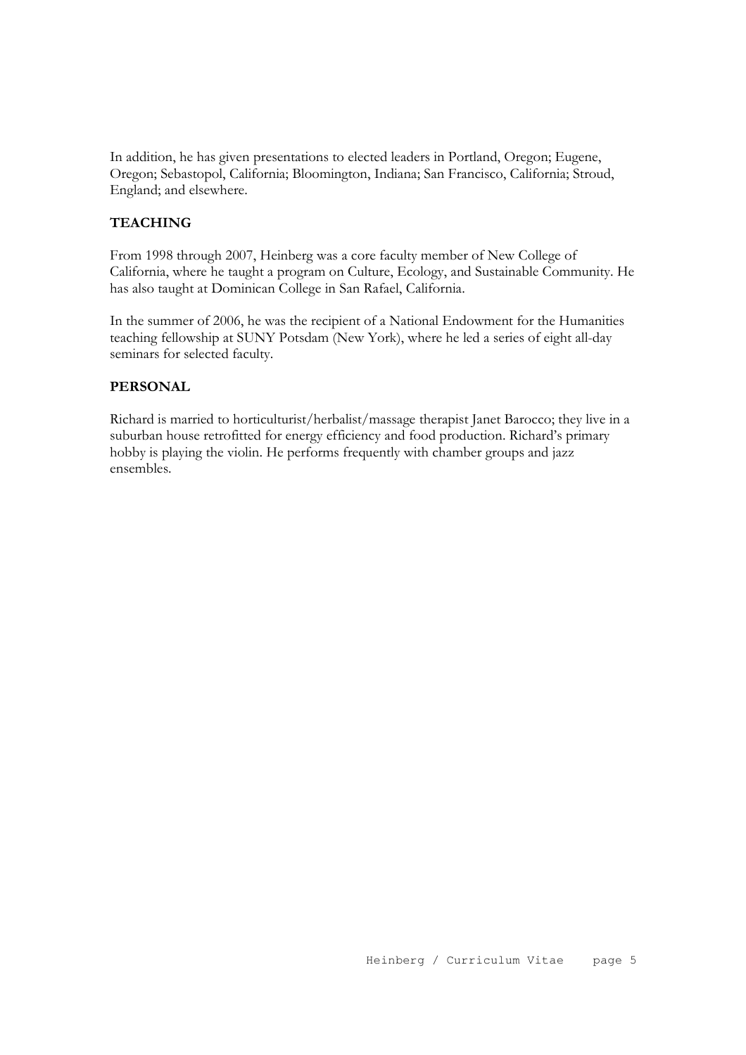In addition, he has given presentations to elected leaders in Portland, Oregon; Eugene, Oregon; Sebastopol, California; Bloomington, Indiana; San Francisco, California; Stroud, England; and elsewhere.

## TEACHING

From 1998 through 2007, Heinberg was a core faculty member of New College of California, where he taught a program on Culture, Ecology, and Sustainable Community. He has also taught at Dominican College in San Rafael, California.

In the summer of 2006, he was the recipient of a National Endowment for the Humanities teaching fellowship at SUNY Potsdam (New York), where he led a series of eight all-day seminars for selected faculty.

## PERSONAL

Richard is married to horticulturist/herbalist/massage therapist Janet Barocco; they live in a suburban house retrofitted for energy efficiency and food production. Richard's primary hobby is playing the violin. He performs frequently with chamber groups and jazz ensembles.